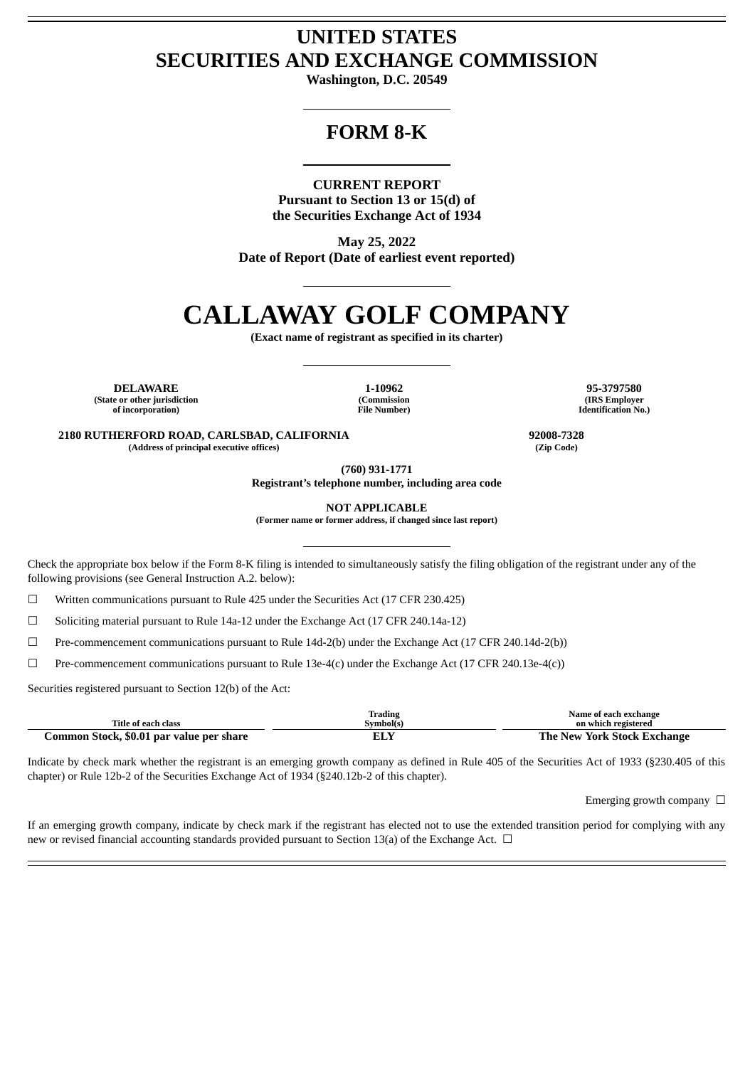# UNITED STATES
# SECURITIES AND EXCHANGE COMMISSION

**Washington, D.C. 20549**

## FORM 8-K

**CURRENT REPORT**
**Pursuant to Section 13 or 15(d) of**
**the Securities Exchange Act of 1934**

**May 25, 2022**
**Date of Report (Date of earliest event reported)**

# CALLAWAY GOLF COMPANY

**(Exact name of registrant as specified in its charter)**

| DELAWARE | 1-10962 | 95-3797580 |
|---|---|---|
| (State or other jurisdiction of incorporation) | (Commission File Number) | (IRS Employer Identification No.) |

| 2180 RUTHERFORD ROAD, CARLSBAD, CALIFORNIA | 92008-7328 |
|---|---|
| (Address of principal executive offices) | (Zip Code) |

**(760) 931-1771**
**Registrant's telephone number, including area code**

**NOT APPLICABLE**
**(Former name or former address, if changed since last report)**

Check the appropriate box below if the Form 8-K filing is intended to simultaneously satisfy the filing obligation of the registrant under any of the following provisions (see General Instruction A.2. below):

☐ Written communications pursuant to Rule 425 under the Securities Act (17 CFR 230.425)

☐ Soliciting material pursuant to Rule 14a-12 under the Exchange Act (17 CFR 240.14a-12)

☐ Pre-commencement communications pursuant to Rule 14d-2(b) under the Exchange Act (17 CFR 240.14d-2(b))

☐ Pre-commencement communications pursuant to Rule 13e-4(c) under the Exchange Act (17 CFR 240.13e-4(c))

Securities registered pursuant to Section 12(b) of the Act:

| Title of each class | Trading Symbol(s) | Name of each exchange on which registered |
|---|---|---|
| Common Stock, $0.01 par value per share | ELY | The New York Stock Exchange |

Indicate by check mark whether the registrant is an emerging growth company as defined in Rule 405 of the Securities Act of 1933 (§230.405 of this chapter) or Rule 12b-2 of the Securities Exchange Act of 1934 (§240.12b-2 of this chapter).

Emerging growth company ☐

If an emerging growth company, indicate by check mark if the registrant has elected not to use the extended transition period for complying with any new or revised financial accounting standards provided pursuant to Section 13(a) of the Exchange Act. ☐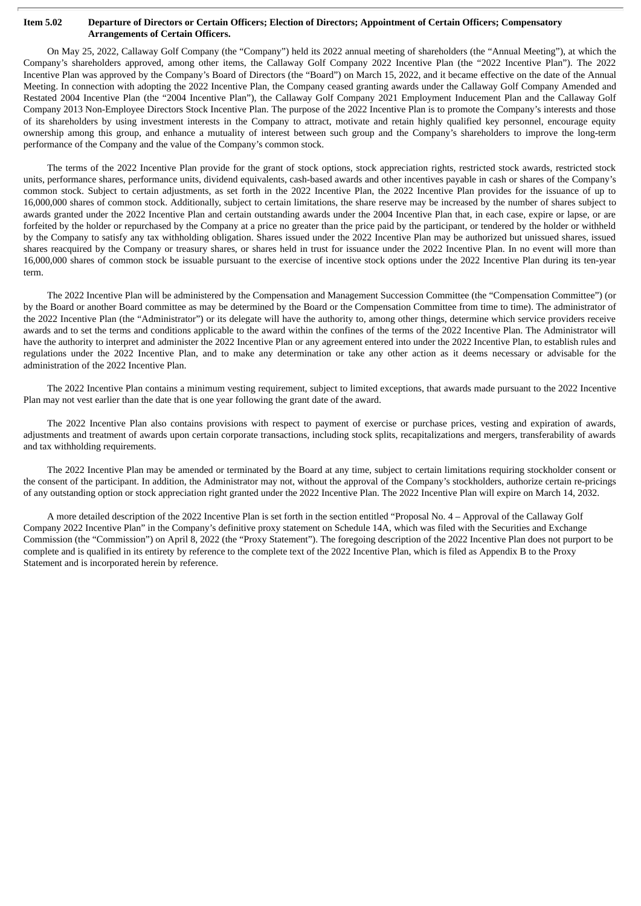**Item 5.02 Departure of Directors or Certain Officers; Election of Directors; Appointment of Certain Officers; Compensatory Arrangements of Certain Officers.**

On May 25, 2022, Callaway Golf Company (the "Company") held its 2022 annual meeting of shareholders (the "Annual Meeting"), at which the Company's shareholders approved, among other items, the Callaway Golf Company 2022 Incentive Plan (the "2022 Incentive Plan"). The 2022 Incentive Plan was approved by the Company's Board of Directors (the "Board") on March 15, 2022, and it became effective on the date of the Annual Meeting. In connection with adopting the 2022 Incentive Plan, the Company ceased granting awards under the Callaway Golf Company Amended and Restated 2004 Incentive Plan (the "2004 Incentive Plan"), the Callaway Golf Company 2021 Employment Inducement Plan and the Callaway Golf Company 2013 Non-Employee Directors Stock Incentive Plan. The purpose of the 2022 Incentive Plan is to promote the Company's interests and those of its shareholders by using investment interests in the Company to attract, motivate and retain highly qualified key personnel, encourage equity ownership among this group, and enhance a mutuality of interest between such group and the Company's shareholders to improve the long-term performance of the Company and the value of the Company's common stock.

The terms of the 2022 Incentive Plan provide for the grant of stock options, stock appreciation rights, restricted stock awards, restricted stock units, performance shares, performance units, dividend equivalents, cash-based awards and other incentives payable in cash or shares of the Company's common stock. Subject to certain adjustments, as set forth in the 2022 Incentive Plan, the 2022 Incentive Plan provides for the issuance of up to 16,000,000 shares of common stock. Additionally, subject to certain limitations, the share reserve may be increased by the number of shares subject to awards granted under the 2022 Incentive Plan and certain outstanding awards under the 2004 Incentive Plan that, in each case, expire or lapse, or are forfeited by the holder or repurchased by the Company at a price no greater than the price paid by the participant, or tendered by the holder or withheld by the Company to satisfy any tax withholding obligation. Shares issued under the 2022 Incentive Plan may be authorized but unissued shares, issued shares reacquired by the Company or treasury shares, or shares held in trust for issuance under the 2022 Incentive Plan. In no event will more than 16,000,000 shares of common stock be issuable pursuant to the exercise of incentive stock options under the 2022 Incentive Plan during its ten-year term.

The 2022 Incentive Plan will be administered by the Compensation and Management Succession Committee (the "Compensation Committee") (or by the Board or another Board committee as may be determined by the Board or the Compensation Committee from time to time). The administrator of the 2022 Incentive Plan (the "Administrator") or its delegate will have the authority to, among other things, determine which service providers receive awards and to set the terms and conditions applicable to the award within the confines of the terms of the 2022 Incentive Plan. The Administrator will have the authority to interpret and administer the 2022 Incentive Plan or any agreement entered into under the 2022 Incentive Plan, to establish rules and regulations under the 2022 Incentive Plan, and to make any determination or take any other action as it deems necessary or advisable for the administration of the 2022 Incentive Plan.

The 2022 Incentive Plan contains a minimum vesting requirement, subject to limited exceptions, that awards made pursuant to the 2022 Incentive Plan may not vest earlier than the date that is one year following the grant date of the award.

The 2022 Incentive Plan also contains provisions with respect to payment of exercise or purchase prices, vesting and expiration of awards, adjustments and treatment of awards upon certain corporate transactions, including stock splits, recapitalizations and mergers, transferability of awards and tax withholding requirements.

The 2022 Incentive Plan may be amended or terminated by the Board at any time, subject to certain limitations requiring stockholder consent or the consent of the participant. In addition, the Administrator may not, without the approval of the Company's stockholders, authorize certain re-pricings of any outstanding option or stock appreciation right granted under the 2022 Incentive Plan. The 2022 Incentive Plan will expire on March 14, 2032.

A more detailed description of the 2022 Incentive Plan is set forth in the section entitled "Proposal No. 4 – Approval of the Callaway Golf Company 2022 Incentive Plan" in the Company's definitive proxy statement on Schedule 14A, which was filed with the Securities and Exchange Commission (the "Commission") on April 8, 2022 (the "Proxy Statement"). The foregoing description of the 2022 Incentive Plan does not purport to be complete and is qualified in its entirety by reference to the complete text of the 2022 Incentive Plan, which is filed as Appendix B to the Proxy Statement and is incorporated herein by reference.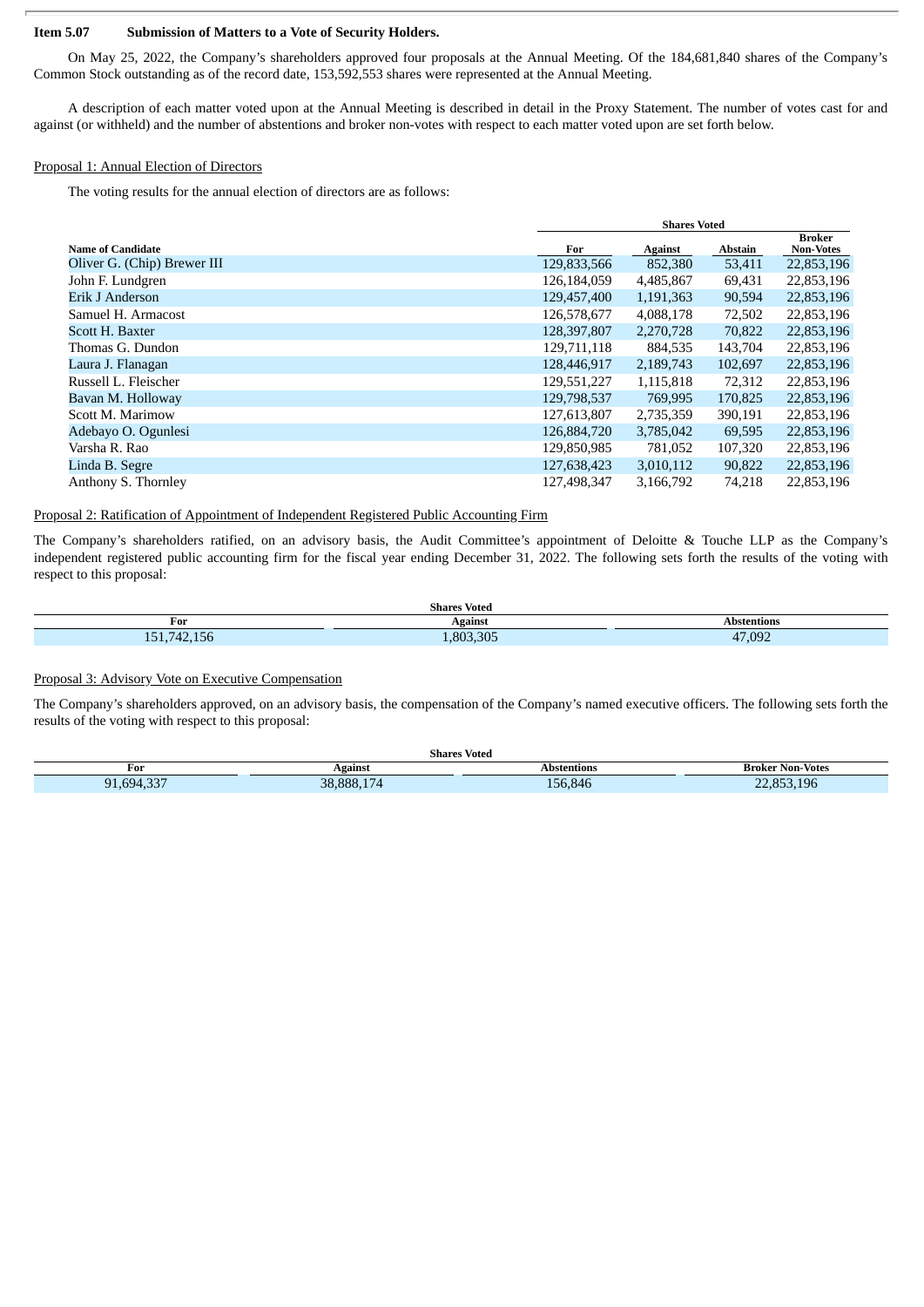**Item 5.07 Submission of Matters to a Vote of Security Holders.**

On May 25, 2022, the Company's shareholders approved four proposals at the Annual Meeting. Of the 184,681,840 shares of the Company's Common Stock outstanding as of the record date, 153,592,553 shares were represented at the Annual Meeting.

A description of each matter voted upon at the Annual Meeting is described in detail in the Proxy Statement. The number of votes cast for and against (or withheld) and the number of abstentions and broker non-votes with respect to each matter voted upon are set forth below.

Proposal 1: Annual Election of Directors

The voting results for the annual election of directors are as follows:

| | Shares Voted | | | |
|---|---|---|---|---|
| **Name of Candidate** | **For** | **Against** | **Abstain** | **Broker Non-Votes** |
| Oliver G. (Chip) Brewer III | 129,833,566 | 852,380 | 53,411 | 22,853,196 |
| John F. Lundgren | 126,184,059 | 4,485,867 | 69,431 | 22,853,196 |
| Erik J Anderson | 129,457,400 | 1,191,363 | 90,594 | 22,853,196 |
| Samuel H. Armacost | 126,578,677 | 4,088,178 | 72,502 | 22,853,196 |
| Scott H. Baxter | 128,397,807 | 2,270,728 | 70,822 | 22,853,196 |
| Thomas G. Dundon | 129,711,118 | 884,535 | 143,704 | 22,853,196 |
| Laura J. Flanagan | 128,446,917 | 2,189,743 | 102,697 | 22,853,196 |
| Russell L. Fleischer | 129,551,227 | 1,115,818 | 72,312 | 22,853,196 |
| Bavan M. Holloway | 129,798,537 | 769,995 | 170,825 | 22,853,196 |
| Scott M. Marimow | 127,613,807 | 2,735,359 | 390,191 | 22,853,196 |
| Adebayo O. Ogunlesi | 126,884,720 | 3,785,042 | 69,595 | 22,853,196 |
| Varsha R. Rao | 129,850,985 | 781,052 | 107,320 | 22,853,196 |
| Linda B. Segre | 127,638,423 | 3,010,112 | 90,822 | 22,853,196 |
| Anthony S. Thornley | 127,498,347 | 3,166,792 | 74,218 | 22,853,196 |

Proposal 2: Ratification of Appointment of Independent Registered Public Accounting Firm

The Company's shareholders ratified, on an advisory basis, the Audit Committee's appointment of Deloitte & Touche LLP as the Company's independent registered public accounting firm for the fiscal year ending December 31, 2022. The following sets forth the results of the voting with respect to this proposal:

| Shares Voted | | |
|---|---|---|
| **For** | **Against** | **Abstentions** |
| 151,742,156 | 1,803,305 | 47,092 |

Proposal 3: Advisory Vote on Executive Compensation

The Company's shareholders approved, on an advisory basis, the compensation of the Company's named executive officers. The following sets forth the results of the voting with respect to this proposal:

| Shares Voted | | | |
|---|---|---|---|
| **For** | **Against** | **Abstentions** | **Broker Non-Votes** |
| 91,694,337 | 38,888,174 | 156,846 | 22,853,196 |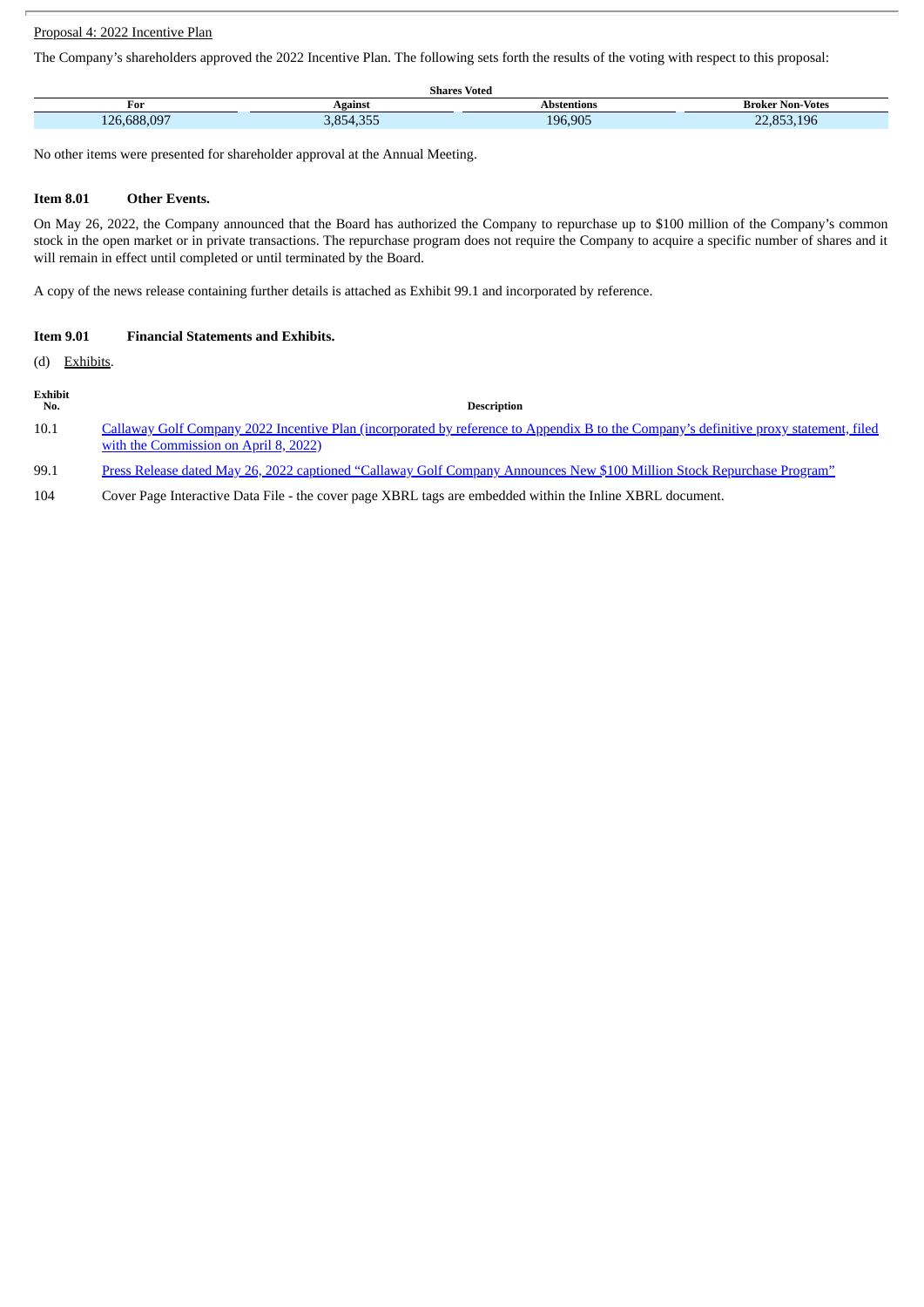Proposal 4: 2022 Incentive Plan

The Company's shareholders approved the 2022 Incentive Plan. The following sets forth the results of the voting with respect to this proposal:

| Shares Voted | | | |
|---|---|---|---|
| For | Against | Abstentions | Broker Non-Votes |
| 126,688,097 | 3,854,355 | 196,905 | 22,853,196 |

No other items were presented for shareholder approval at the Annual Meeting.

**Item 8.01 Other Events.**

On May 26, 2022, the Company announced that the Board has authorized the Company to repurchase up to $100 million of the Company's common stock in the open market or in private transactions. The repurchase program does not require the Company to acquire a specific number of shares and it will remain in effect until completed or until terminated by the Board.

A copy of the news release containing further details is attached as Exhibit 99.1 and incorporated by reference.

**Item 9.01 Financial Statements and Exhibits.**

(d) Exhibits.

| Exhibit No. | Description |
|---|---|
| 10.1 | Callaway Golf Company 2022 Incentive Plan (incorporated by reference to Appendix B to the Company's definitive proxy statement, filed with the Commission on April 8, 2022) |
| 99.1 | Press Release dated May 26, 2022 captioned "Callaway Golf Company Announces New $100 Million Stock Repurchase Program" |
| 104 | Cover Page Interactive Data File - the cover page XBRL tags are embedded within the Inline XBRL document. |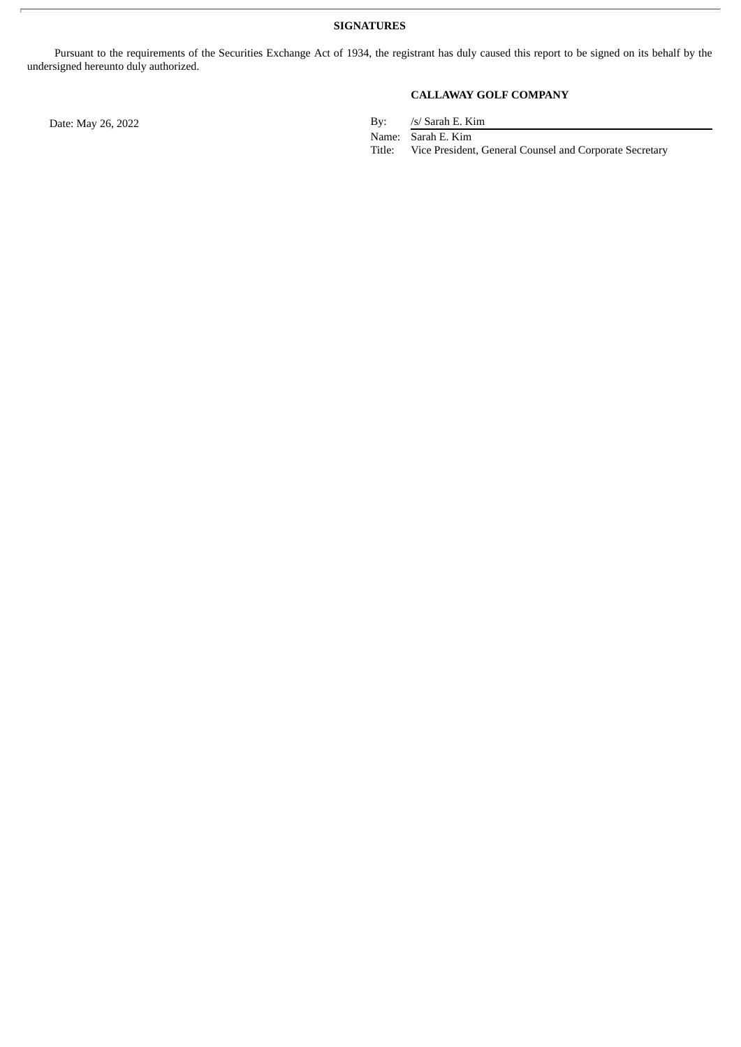## SIGNATURES

Pursuant to the requirements of the Securities Exchange Act of 1934, the registrant has duly caused this report to be signed on its behalf by the undersigned hereunto duly authorized.

**CALLAWAY GOLF COMPANY**

Date: May 26, 2022

By: /s/ Sarah E. Kim  
Name: Sarah E. Kim  
Title: Vice President, General Counsel and Corporate Secretary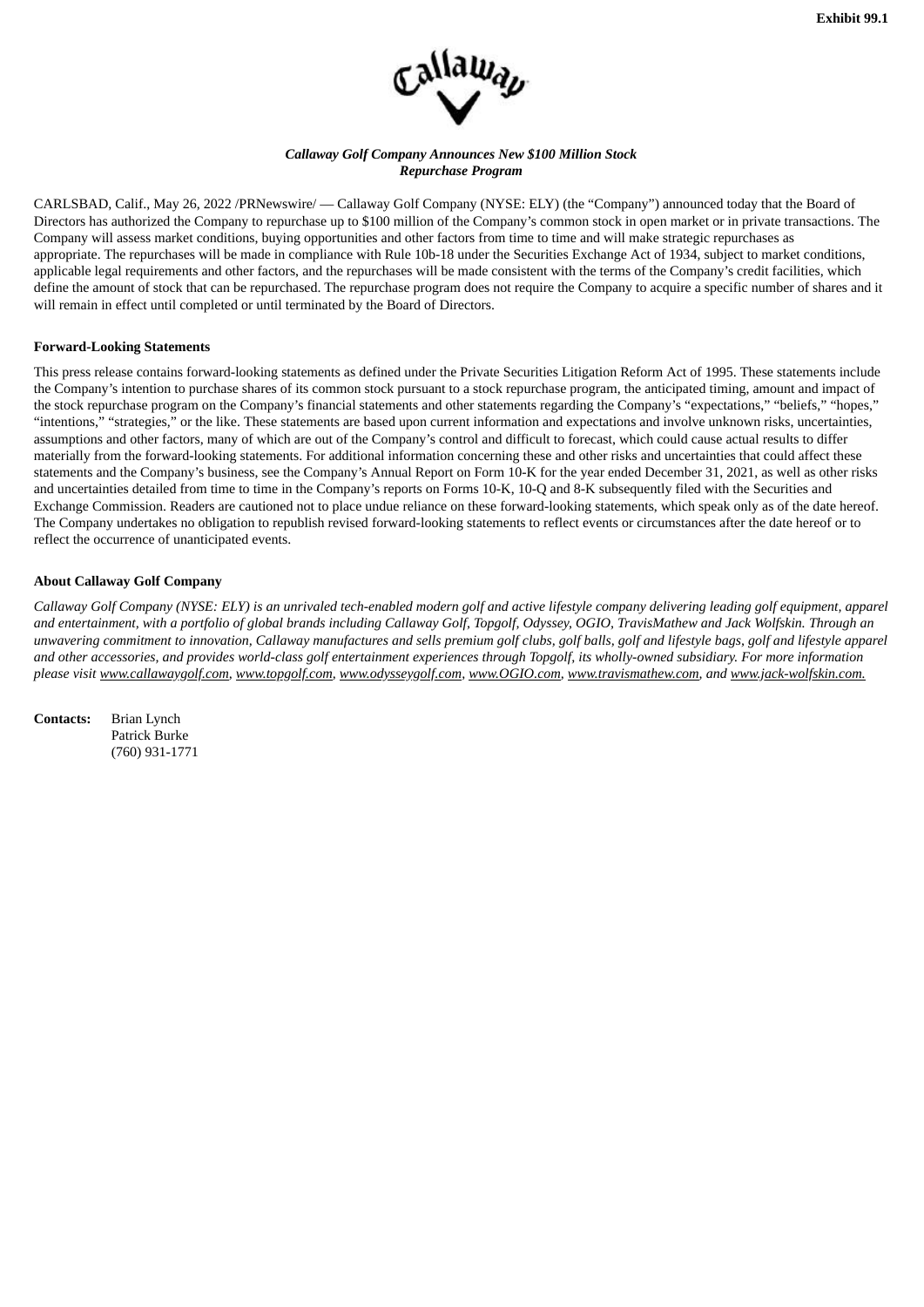**Exhibit 99.1**

***Callaway Golf Company Announces New $100 Million Stock Repurchase Program***

CARLSBAD, Calif., May 26, 2022 /PRNewswire/ — Callaway Golf Company (NYSE: ELY) (the "Company") announced today that the Board of Directors has authorized the Company to repurchase up to $100 million of the Company's common stock in open market or in private transactions. The Company will assess market conditions, buying opportunities and other factors from time to time and will make strategic repurchases as appropriate. The repurchases will be made in compliance with Rule 10b-18 under the Securities Exchange Act of 1934, subject to market conditions, applicable legal requirements and other factors, and the repurchases will be made consistent with the terms of the Company's credit facilities, which define the amount of stock that can be repurchased. The repurchase program does not require the Company to acquire a specific number of shares and it will remain in effect until completed or until terminated by the Board of Directors.

**Forward-Looking Statements**

This press release contains forward-looking statements as defined under the Private Securities Litigation Reform Act of 1995. These statements include the Company's intention to purchase shares of its common stock pursuant to a stock repurchase program, the anticipated timing, amount and impact of the stock repurchase program on the Company's financial statements and other statements regarding the Company's "expectations," "beliefs," "hopes," "intentions," "strategies," or the like. These statements are based upon current information and expectations and involve unknown risks, uncertainties, assumptions and other factors, many of which are out of the Company's control and difficult to forecast, which could cause actual results to differ materially from the forward-looking statements. For additional information concerning these and other risks and uncertainties that could affect these statements and the Company's business, see the Company's Annual Report on Form 10-K for the year ended December 31, 2021, as well as other risks and uncertainties detailed from time to time in the Company's reports on Forms 10-K, 10-Q and 8-K subsequently filed with the Securities and Exchange Commission. Readers are cautioned not to place undue reliance on these forward-looking statements, which speak only as of the date hereof. The Company undertakes no obligation to republish revised forward-looking statements to reflect events or circumstances after the date hereof or to reflect the occurrence of unanticipated events.

**About Callaway Golf Company**

*Callaway Golf Company (NYSE: ELY) is an unrivaled tech-enabled modern golf and active lifestyle company delivering leading golf equipment, apparel and entertainment, with a portfolio of global brands including Callaway Golf, Topgolf, Odyssey, OGIO, TravisMathew and Jack Wolfskin. Through an unwavering commitment to innovation, Callaway manufactures and sells premium golf clubs, golf balls, golf and lifestyle bags, golf and lifestyle apparel and other accessories, and provides world-class golf entertainment experiences through Topgolf, its wholly-owned subsidiary. For more information please visit www.callawaygolf.com, www.topgolf.com, www.odysseygolf.com, www.OGIO.com, www.travismathew.com, and www.jack-wolfskin.com.*

**Contacts:** Brian Lynch
Patrick Burke
(760) 931-1771